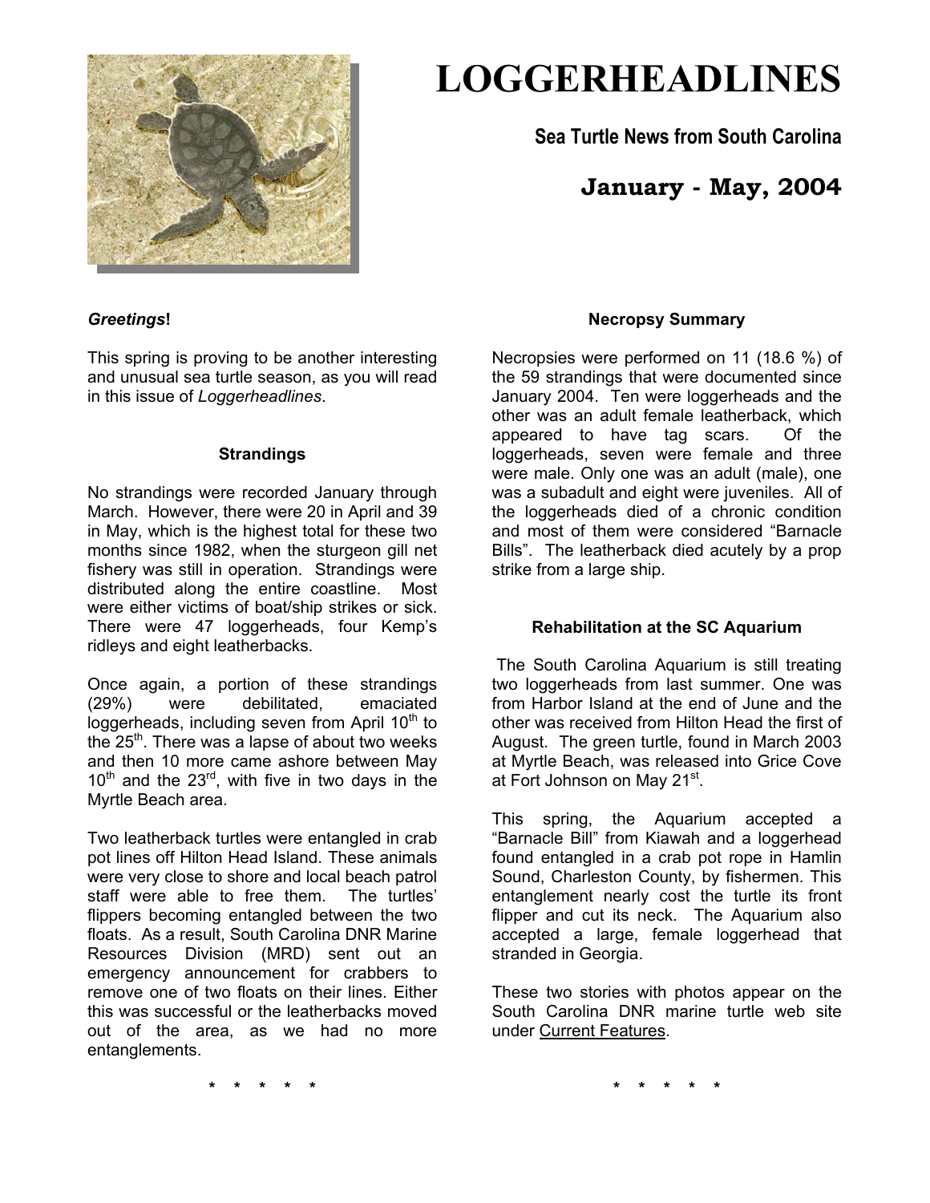# LOGGERHEADLINES

**Sea Turtle News from South Carolina**

**January - May, 2004**

***Greetings*!**

This spring is proving to be another interesting and unusual sea turtle season, as you will read in this issue of *Loggerheadlines*.

### Strandings

No strandings were recorded January through March. However, there were 20 in April and 39 in May, which is the highest total for these two months since 1982, when the sturgeon gill net fishery was still in operation. Strandings were distributed along the entire coastline. Most were either victims of boat/ship strikes or sick. There were 47 loggerheads, four Kemp's ridleys and eight leatherbacks.

Once again, a portion of these strandings (29%) were debilitated, emaciated loggerheads, including seven from April 10th to the 25th. There was a lapse of about two weeks and then 10 more came ashore between May 10th and the 23rd, with five in two days in the Myrtle Beach area.

Two leatherback turtles were entangled in crab pot lines off Hilton Head Island. These animals were very close to shore and local beach patrol staff were able to free them. The turtles' flippers becoming entangled between the two floats. As a result, South Carolina DNR Marine Resources Division (MRD) sent out an emergency announcement for crabbers to remove one of two floats on their lines. Either this was successful or the leatherbacks moved out of the area, as we had no more entanglements.

\* \* \* \* \*

### Necropsy Summary

Necropsies were performed on 11 (18.6 %) of the 59 strandings that were documented since January 2004. Ten were loggerheads and the other was an adult female leatherback, which appeared to have tag scars. Of the loggerheads, seven were female and three were male. Only one was an adult (male), one was a subadult and eight were juveniles. All of the loggerheads died of a chronic condition and most of them were considered "Barnacle Bills". The leatherback died acutely by a prop strike from a large ship.

### Rehabilitation at the SC Aquarium

The South Carolina Aquarium is still treating two loggerheads from last summer. One was from Harbor Island at the end of June and the other was received from Hilton Head the first of August. The green turtle, found in March 2003 at Myrtle Beach, was released into Grice Cove at Fort Johnson on May 21st.

This spring, the Aquarium accepted a "Barnacle Bill" from Kiawah and a loggerhead found entangled in a crab pot rope in Hamlin Sound, Charleston County, by fishermen. This entanglement nearly cost the turtle its front flipper and cut its neck. The Aquarium also accepted a large, female loggerhead that stranded in Georgia.

These two stories with photos appear on the South Carolina DNR marine turtle web site under Current Features.

\* \* \* \* \*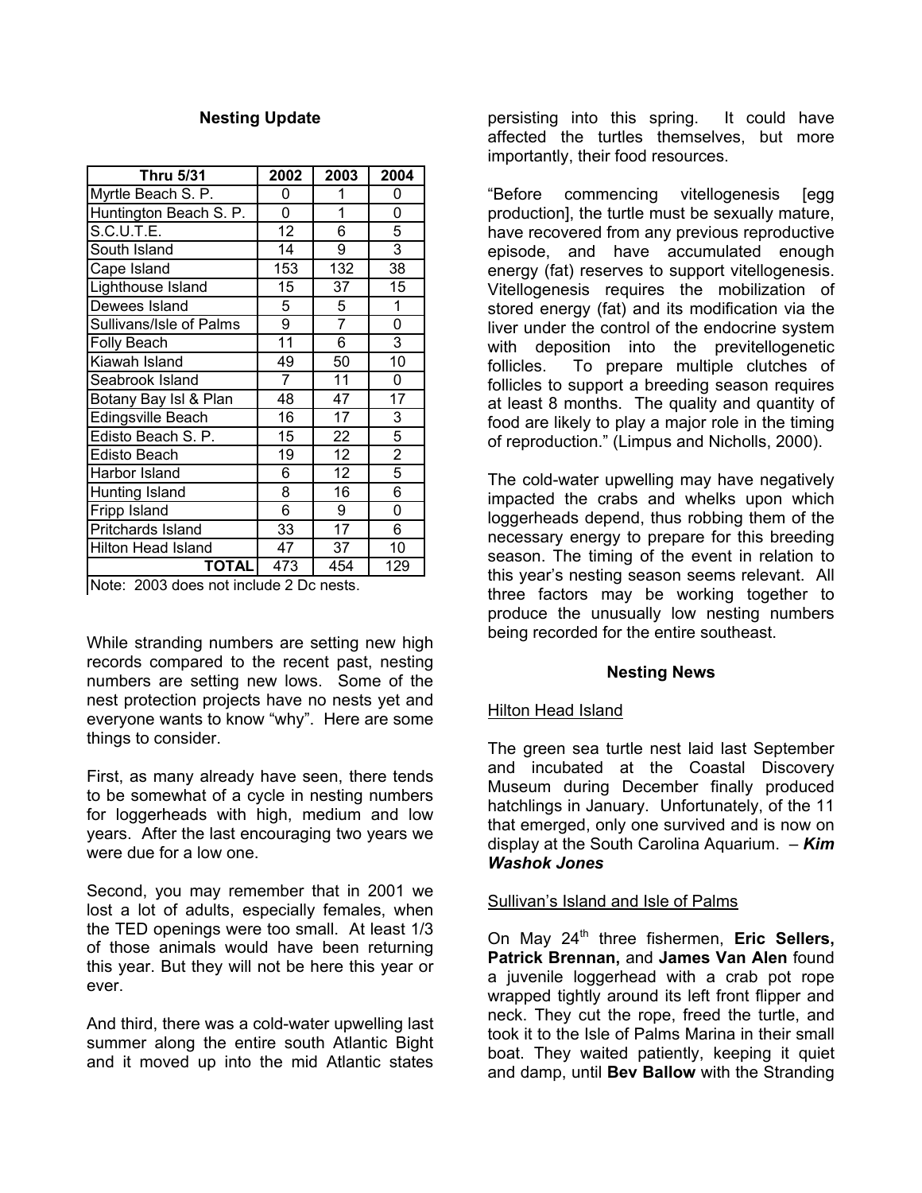## Nesting Update

| Thru 5/31 | 2002 | 2003 | 2004 |
|---|---|---|---|
| Myrtle Beach S. P. | 0 | 1 | 0 |
| Huntington Beach S. P. | 0 | 1 | 0 |
| S.C.U.T.E. | 12 | 6 | 5 |
| South Island | 14 | 9 | 3 |
| Cape Island | 153 | 132 | 38 |
| Lighthouse Island | 15 | 37 | 15 |
| Dewees Island | 5 | 5 | 1 |
| Sullivans/Isle of Palms | 9 | 7 | 0 |
| Folly Beach | 11 | 6 | 3 |
| Kiawah Island | 49 | 50 | 10 |
| Seabrook Island | 7 | 11 | 0 |
| Botany Bay Isl & Plan | 48 | 47 | 17 |
| Edingsville Beach | 16 | 17 | 3 |
| Edisto Beach S. P. | 15 | 22 | 5 |
| Edisto Beach | 19 | 12 | 2 |
| Harbor Island | 6 | 12 | 5 |
| Hunting Island | 8 | 16 | 6 |
| Fripp Island | 6 | 9 | 0 |
| Pritchards Island | 33 | 17 | 6 |
| Hilton Head Island | 47 | 37 | 10 |
| **TOTAL** | 473 | 454 | 129 |

Note: 2003 does not include 2 Dc nests.

While stranding numbers are setting new high records compared to the recent past, nesting numbers are setting new lows. Some of the nest protection projects have no nests yet and everyone wants to know "why". Here are some things to consider.

First, as many already have seen, there tends to be somewhat of a cycle in nesting numbers for loggerheads with high, medium and low years. After the last encouraging two years we were due for a low one.

Second, you may remember that in 2001 we lost a lot of adults, especially females, when the TED openings were too small. At least 1/3 of those animals would have been returning this year. But they will not be here this year or ever.

And third, there was a cold-water upwelling last summer along the entire south Atlantic Bight and it moved up into the mid Atlantic states persisting into this spring. It could have affected the turtles themselves, but more importantly, their food resources.

"Before commencing vitellogenesis [egg production], the turtle must be sexually mature, have recovered from any previous reproductive episode, and have accumulated enough energy (fat) reserves to support vitellogenesis. Vitellogenesis requires the mobilization of stored energy (fat) and its modification via the liver under the control of the endocrine system with deposition into the previtellogenetic follicles. To prepare multiple clutches of follicles to support a breeding season requires at least 8 months. The quality and quantity of food are likely to play a major role in the timing of reproduction." (Limpus and Nicholls, 2000).

The cold-water upwelling may have negatively impacted the crabs and whelks upon which loggerheads depend, thus robbing them of the necessary energy to prepare for this breeding season. The timing of the event in relation to this year's nesting season seems relevant. All three factors may be working together to produce the unusually low nesting numbers being recorded for the entire southeast.

## Nesting News

Hilton Head Island

The green sea turtle nest laid last September and incubated at the Coastal Discovery Museum during December finally produced hatchlings in January. Unfortunately, of the 11 that emerged, only one survived and is now on display at the South Carolina Aquarium. – ***Kim Washok Jones***

Sullivan's Island and Isle of Palms

On May 24th three fishermen, **Eric Sellers, Patrick Brennan,** and **James Van Alen** found a juvenile loggerhead with a crab pot rope wrapped tightly around its left front flipper and neck. They cut the rope, freed the turtle, and took it to the Isle of Palms Marina in their small boat. They waited patiently, keeping it quiet and damp, until **Bev Ballow** with the Stranding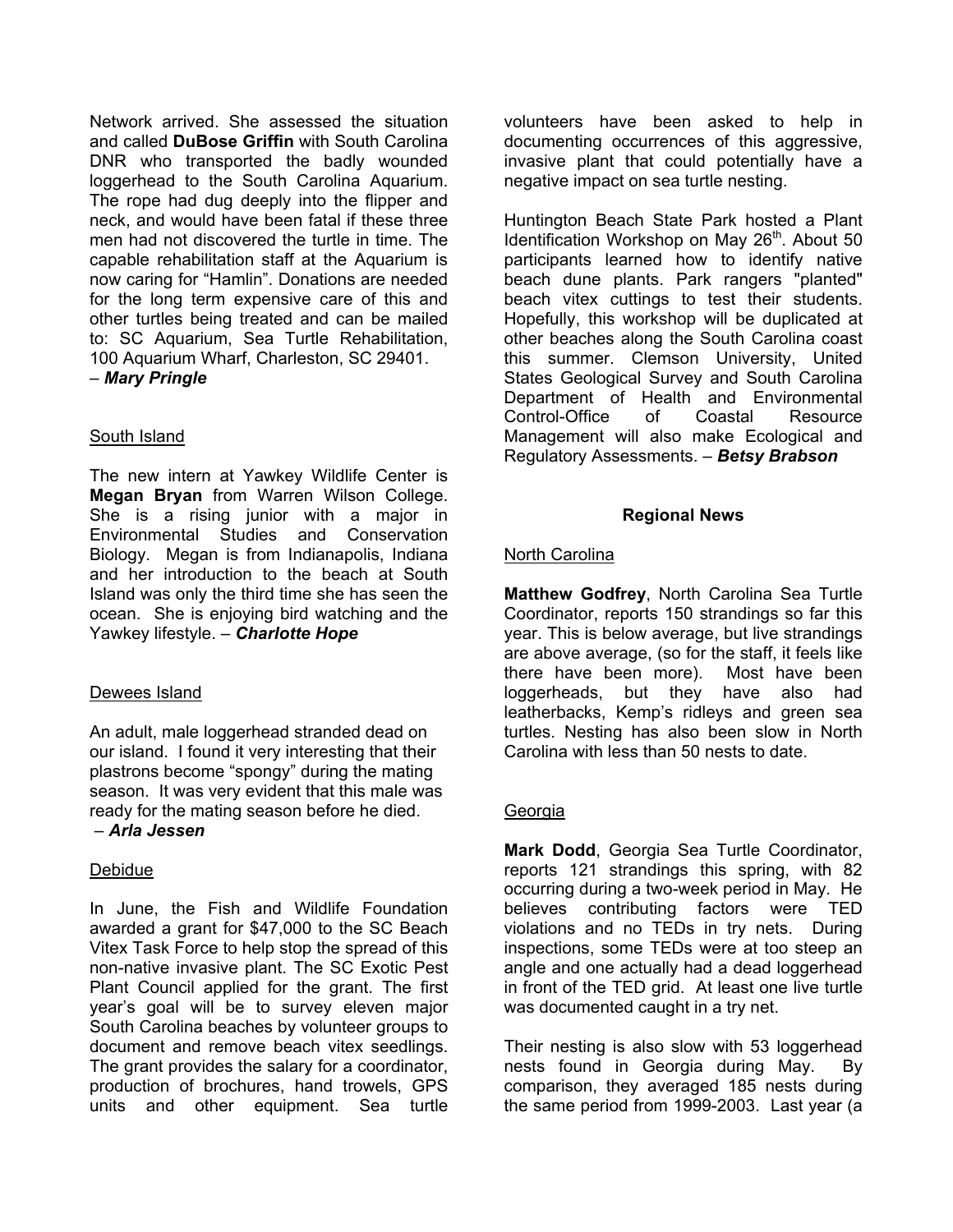Network arrived. She assessed the situation and called **DuBose Griffin** with South Carolina DNR who transported the badly wounded loggerhead to the South Carolina Aquarium. The rope had dug deeply into the flipper and neck, and would have been fatal if these three men had not discovered the turtle in time. The capable rehabilitation staff at the Aquarium is now caring for "Hamlin". Donations are needed for the long term expensive care of this and other turtles being treated and can be mailed to: SC Aquarium, Sea Turtle Rehabilitation, 100 Aquarium Wharf, Charleston, SC 29401.
– ***Mary Pringle***

South Island

The new intern at Yawkey Wildlife Center is **Megan Bryan** from Warren Wilson College. She is a rising junior with a major in Environmental Studies and Conservation Biology. Megan is from Indianapolis, Indiana and her introduction to the beach at South Island was only the third time she has seen the ocean. She is enjoying bird watching and the Yawkey lifestyle. – ***Charlotte Hope***

Dewees Island

An adult, male loggerhead stranded dead on our island. I found it very interesting that their plastrons become "spongy" during the mating season. It was very evident that this male was ready for the mating season before he died.
– ***Arla Jessen***

Debidue

In June, the Fish and Wildlife Foundation awarded a grant for $47,000 to the SC Beach Vitex Task Force to help stop the spread of this non-native invasive plant. The SC Exotic Pest Plant Council applied for the grant. The first year's goal will be to survey eleven major South Carolina beaches by volunteer groups to document and remove beach vitex seedlings. The grant provides the salary for a coordinator, production of brochures, hand trowels, GPS units and other equipment. Sea turtle volunteers have been asked to help in documenting occurrences of this aggressive, invasive plant that could potentially have a negative impact on sea turtle nesting.

Huntington Beach State Park hosted a Plant Identification Workshop on May 26th. About 50 participants learned how to identify native beach dune plants. Park rangers "planted" beach vitex cuttings to test their students. Hopefully, this workshop will be duplicated at other beaches along the South Carolina coast this summer. Clemson University, United States Geological Survey and South Carolina Department of Health and Environmental Control-Office of Coastal Resource Management will also make Ecological and Regulatory Assessments. – ***Betsy Brabson***

## Regional News

North Carolina

**Matthew Godfrey**, North Carolina Sea Turtle Coordinator, reports 150 strandings so far this year. This is below average, but live strandings are above average, (so for the staff, it feels like there have been more). Most have been loggerheads, but they have also had leatherbacks, Kemp's ridleys and green sea turtles. Nesting has also been slow in North Carolina with less than 50 nests to date.

Georgia

**Mark Dodd**, Georgia Sea Turtle Coordinator, reports 121 strandings this spring, with 82 occurring during a two-week period in May. He believes contributing factors were TED violations and no TEDs in try nets. During inspections, some TEDs were at too steep an angle and one actually had a dead loggerhead in front of the TED grid. At least one live turtle was documented caught in a try net.

Their nesting is also slow with 53 loggerhead nests found in Georgia during May. By comparison, they averaged 185 nests during the same period from 1999-2003. Last year (a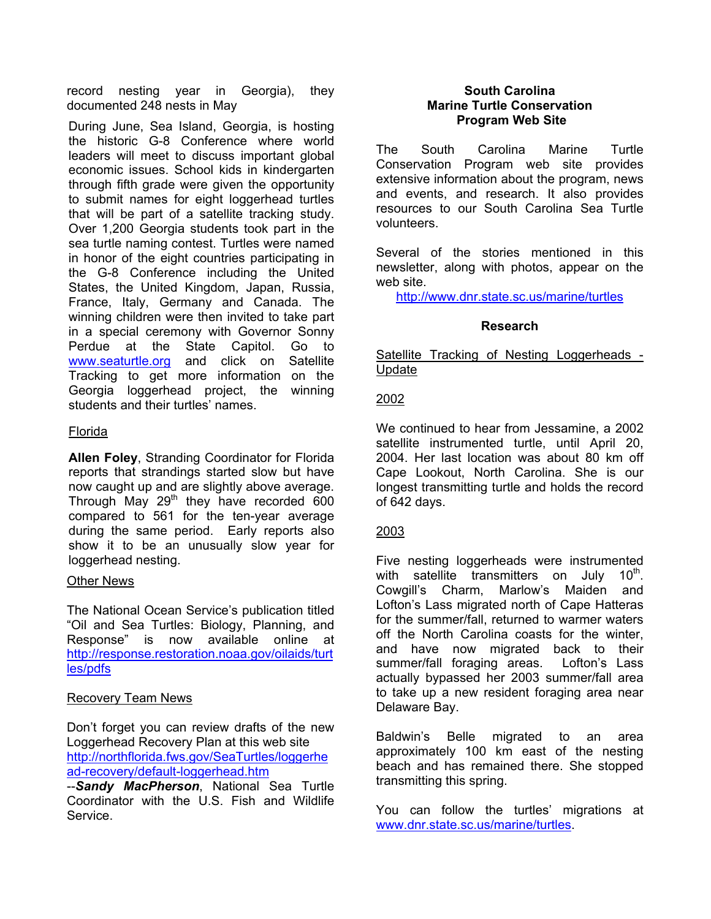record nesting year in Georgia), they documented 248 nests in May

During June, Sea Island, Georgia, is hosting the historic G-8 Conference where world leaders will meet to discuss important global economic issues. School kids in kindergarten through fifth grade were given the opportunity to submit names for eight loggerhead turtles that will be part of a satellite tracking study. Over 1,200 Georgia students took part in the sea turtle naming contest. Turtles were named in honor of the eight countries participating in the G-8 Conference including the United States, the United Kingdom, Japan, Russia, France, Italy, Germany and Canada. The winning children were then invited to take part in a special ceremony with Governor Sonny Perdue at the State Capitol. Go to www.seaturtle.org and click on Satellite Tracking to get more information on the Georgia loggerhead project, the winning students and their turtles' names.

Florida

**Allen Foley**, Stranding Coordinator for Florida reports that strandings started slow but have now caught up and are slightly above average. Through May 29th they have recorded 600 compared to 561 for the ten-year average during the same period. Early reports also show it to be an unusually slow year for loggerhead nesting.

Other News

The National Ocean Service's publication titled "Oil and Sea Turtles: Biology, Planning, and Response" is now available online at http://response.restoration.noaa.gov/oilaids/turtles/pdfs

Recovery Team News

Don't forget you can review drafts of the new Loggerhead Recovery Plan at this web site http://northflorida.fws.gov/SeaTurtles/loggerhead-recovery/default-loggerhead.htm
--***Sandy MacPherson***, National Sea Turtle Coordinator with the U.S. Fish and Wildlife Service.

## South Carolina Marine Turtle Conservation Program Web Site

The South Carolina Marine Turtle Conservation Program web site provides extensive information about the program, news and events, and research. It also provides resources to our South Carolina Sea Turtle volunteers.

Several of the stories mentioned in this newsletter, along with photos, appear on the web site.
http://www.dnr.state.sc.us/marine/turtles

## Research

Satellite Tracking of Nesting Loggerheads - Update

2002

We continued to hear from Jessamine, a 2002 satellite instrumented turtle, until April 20, 2004. Her last location was about 80 km off Cape Lookout, North Carolina. She is our longest transmitting turtle and holds the record of 642 days.

2003

Five nesting loggerheads were instrumented with satellite transmitters on July 10th. Cowgill's Charm, Marlow's Maiden and Lofton's Lass migrated north of Cape Hatteras for the summer/fall, returned to warmer waters off the North Carolina coasts for the winter, and have now migrated back to their summer/fall foraging areas. Lofton's Lass actually bypassed her 2003 summer/fall area to take up a new resident foraging area near Delaware Bay.

Baldwin's Belle migrated to an area approximately 100 km east of the nesting beach and has remained there. She stopped transmitting this spring.

You can follow the turtles' migrations at www.dnr.state.sc.us/marine/turtles.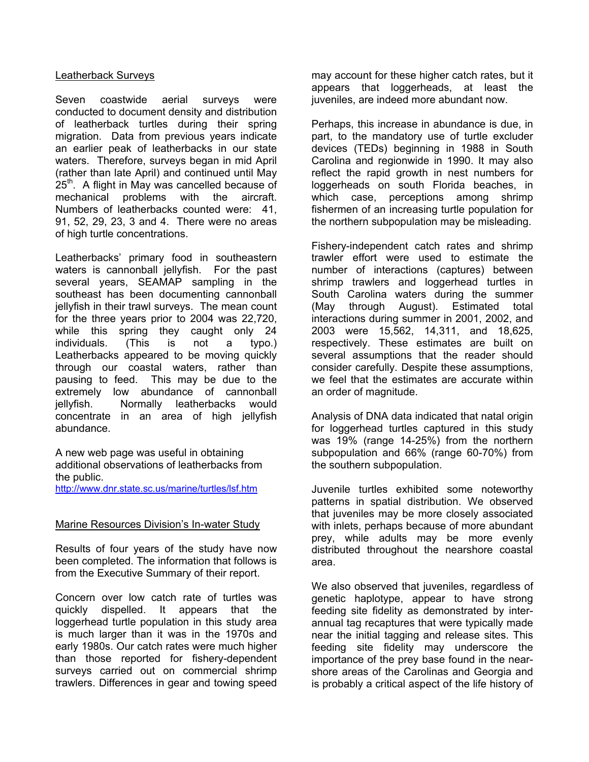## Leatherback Surveys

Seven coastwide aerial surveys were conducted to document density and distribution of leatherback turtles during their spring migration. Data from previous years indicate an earlier peak of leatherbacks in our state waters. Therefore, surveys began in mid April (rather than late April) and continued until May 25th. A flight in May was cancelled because of mechanical problems with the aircraft. Numbers of leatherbacks counted were: 41, 91, 52, 29, 23, 3 and 4. There were no areas of high turtle concentrations.

Leatherbacks' primary food in southeastern waters is cannonball jellyfish. For the past several years, SEAMAP sampling in the southeast has been documenting cannonball jellyfish in their trawl surveys. The mean count for the three years prior to 2004 was 22,720, while this spring they caught only 24 individuals. (This is not a typo.) Leatherbacks appeared to be moving quickly through our coastal waters, rather than pausing to feed. This may be due to the extremely low abundance of cannonball jellyfish. Normally leatherbacks would concentrate in an area of high jellyfish abundance.

A new web page was useful in obtaining additional observations of leatherbacks from the public.
http://www.dnr.state.sc.us/marine/turtles/lsf.htm

## Marine Resources Division's In-water Study

Results of four years of the study have now been completed. The information that follows is from the Executive Summary of their report.

Concern over low catch rate of turtles was quickly dispelled. It appears that the loggerhead turtle population in this study area is much larger than it was in the 1970s and early 1980s. Our catch rates were much higher than those reported for fishery-dependent surveys carried out on commercial shrimp trawlers. Differences in gear and towing speed may account for these higher catch rates, but it appears that loggerheads, at least the juveniles, are indeed more abundant now.

Perhaps, this increase in abundance is due, in part, to the mandatory use of turtle excluder devices (TEDs) beginning in 1988 in South Carolina and regionwide in 1990. It may also reflect the rapid growth in nest numbers for loggerheads on south Florida beaches, in which case, perceptions among shrimp fishermen of an increasing turtle population for the northern subpopulation may be misleading.

Fishery-independent catch rates and shrimp trawler effort were used to estimate the number of interactions (captures) between shrimp trawlers and loggerhead turtles in South Carolina waters during the summer (May through August). Estimated total interactions during summer in 2001, 2002, and 2003 were 15,562, 14,311, and 18,625, respectively. These estimates are built on several assumptions that the reader should consider carefully. Despite these assumptions, we feel that the estimates are accurate within an order of magnitude.

Analysis of DNA data indicated that natal origin for loggerhead turtles captured in this study was 19% (range 14-25%) from the northern subpopulation and 66% (range 60-70%) from the southern subpopulation.

Juvenile turtles exhibited some noteworthy patterns in spatial distribution. We observed that juveniles may be more closely associated with inlets, perhaps because of more abundant prey, while adults may be more evenly distributed throughout the nearshore coastal area.

We also observed that juveniles, regardless of genetic haplotype, appear to have strong feeding site fidelity as demonstrated by inter-annual tag recaptures that were typically made near the initial tagging and release sites. This feeding site fidelity may underscore the importance of the prey base found in the near-shore areas of the Carolinas and Georgia and is probably a critical aspect of the life history of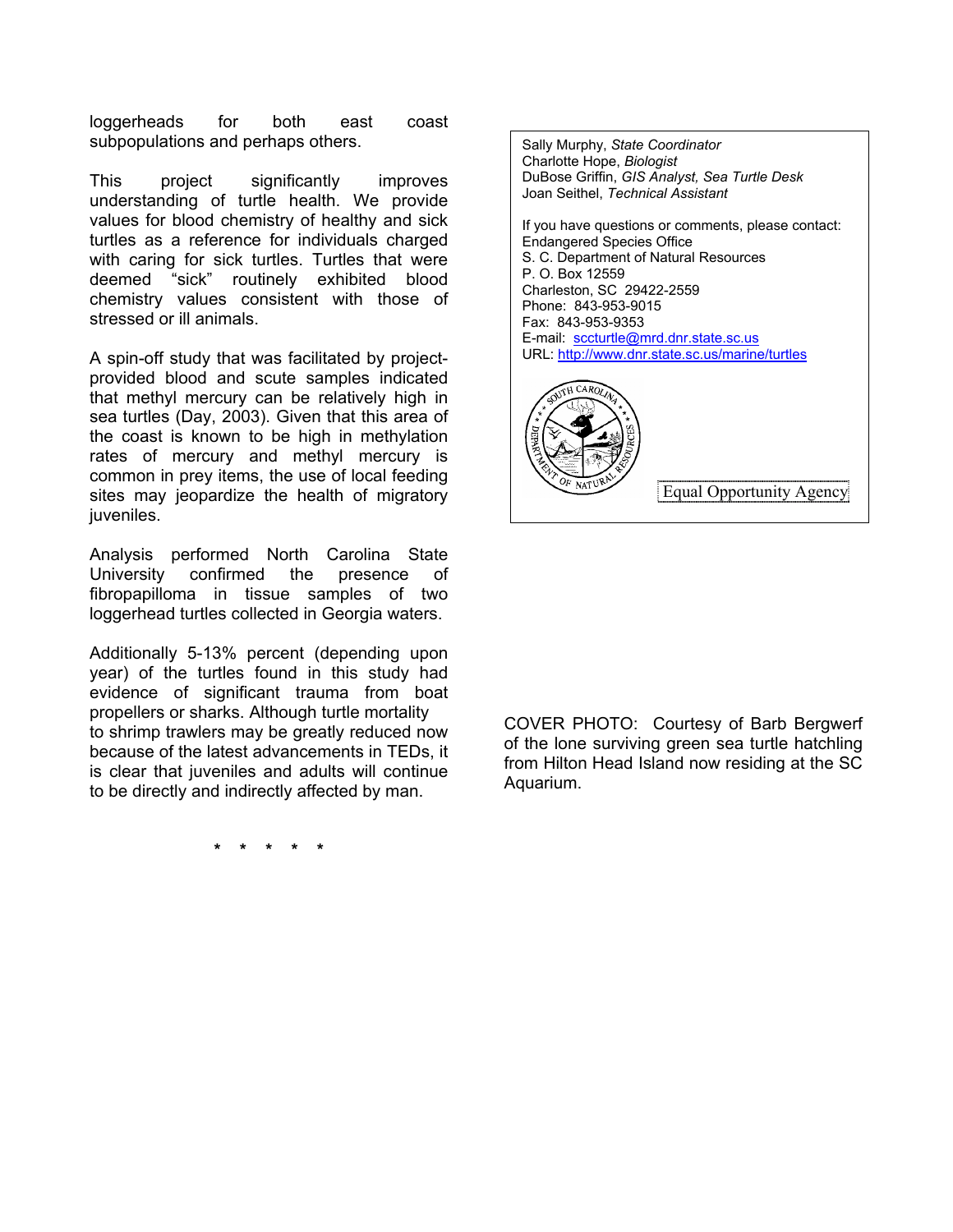loggerheads for both east coast subpopulations and perhaps others.

This project significantly improves understanding of turtle health. We provide values for blood chemistry of healthy and sick turtles as a reference for individuals charged with caring for sick turtles. Turtles that were deemed "sick" routinely exhibited blood chemistry values consistent with those of stressed or ill animals.

A spin-off study that was facilitated by project-provided blood and scute samples indicated that methyl mercury can be relatively high in sea turtles (Day, 2003). Given that this area of the coast is known to be high in methylation rates of mercury and methyl mercury is common in prey items, the use of local feeding sites may jeopardize the health of migratory juveniles.

Analysis performed North Carolina State University confirmed the presence of fibropapilloma in tissue samples of two loggerhead turtles collected in Georgia waters.

Additionally 5-13% percent (depending upon year) of the turtles found in this study had evidence of significant trauma from boat propellers or sharks. Although turtle mortality to shrimp trawlers may be greatly reduced now because of the latest advancements in TEDs, it is clear that juveniles and adults will continue to be directly and indirectly affected by man.

\* \* \* \* \*

Sally Murphy, *State Coordinator*
Charlotte Hope, *Biologist*
DuBose Griffin, *GIS Analyst, Sea Turtle Desk*
Joan Seithel, *Technical Assistant*

If you have questions or comments, please contact:
Endangered Species Office
S. C. Department of Natural Resources
P. O. Box 12559
Charleston, SC 29422-2559
Phone: 843-953-9015
Fax: 843-953-9353
E-mail: sccturtle@mrd.dnr.state.sc.us
URL: http://www.dnr.state.sc.us/marine/turtles

Equal Opportunity Agency

COVER PHOTO: Courtesy of Barb Bergwerf of the lone surviving green sea turtle hatchling from Hilton Head Island now residing at the SC Aquarium.